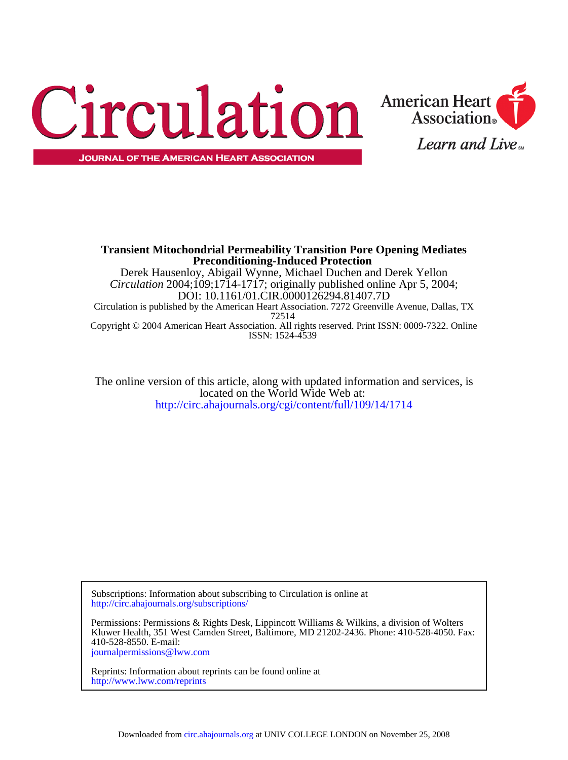# Circulation

JOURNAL OF THE AMERICAN HEART ASSOCIATION

American Heart Association®

*Learn and Live*℠

**Transient Mitochondrial Permeability Transition Pore Opening Mediates Preconditioning-Induced Protection**

Derek Hausenloy, Abigail Wynne, Michael Duchen and Derek Yellon

*Circulation* 2004;109;1714-1717; originally published online Apr 5, 2004;

DOI: 10.1161/01.CIR.0000126294.81407.7D

Circulation is published by the American Heart Association. 7272 Greenville Avenue, Dallas, TX 72514

Copyright © 2004 American Heart Association. All rights reserved. Print ISSN: 0009-7322. Online ISSN: 1524-4539

The online version of this article, along with updated information and services, is located on the World Wide Web at:

http://circ.ahajournals.org/cgi/content/full/109/14/1714

Subscriptions: Information about subscribing to Circulation is online at
http://circ.ahajournals.org/subscriptions/

Permissions: Permissions & Rights Desk, Lippincott Williams & Wilkins, a division of Wolters Kluwer Health, 351 West Camden Street, Baltimore, MD 21202-2436. Phone: 410-528-4050. Fax: 410-528-8550. E-mail:
journalpermissions@lww.com

Reprints: Information about reprints can be found online at
http://www.lww.com/reprints

Downloaded from circ.ahajournals.org at UNIV COLLEGE LONDON on November 25, 2008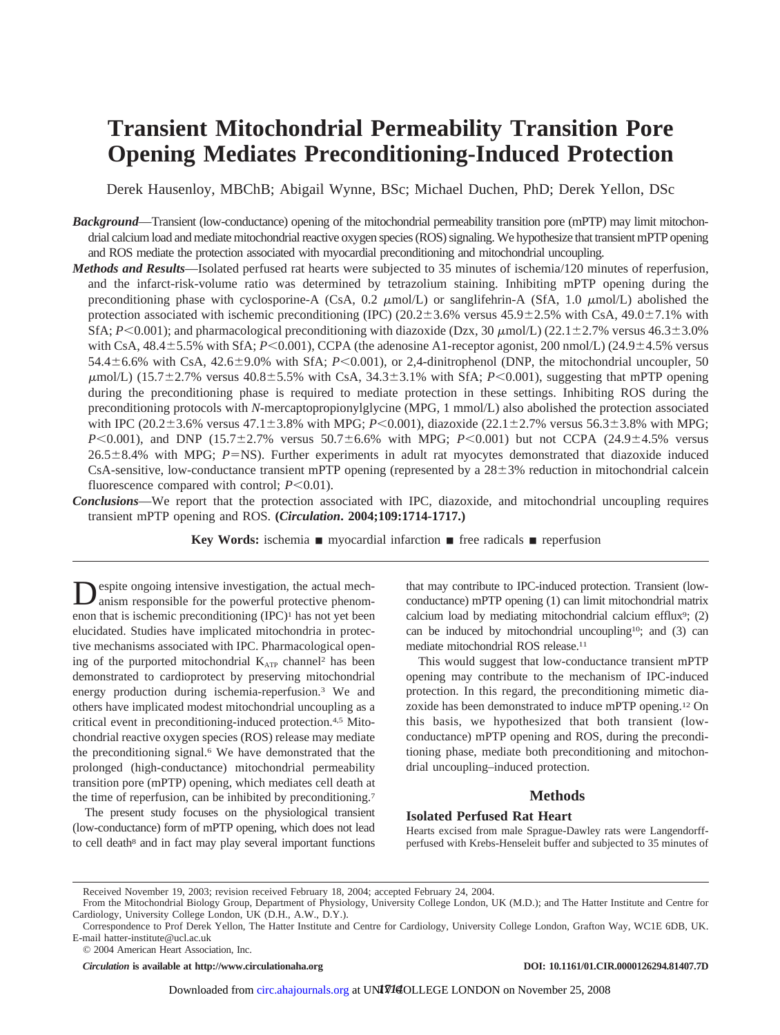# Transient Mitochondrial Permeability Transition Pore Opening Mediates Preconditioning-Induced Protection

Derek Hausenloy, MBChB; Abigail Wynne, BSc; Michael Duchen, PhD; Derek Yellon, DSc

***Background***—Transient (low-conductance) opening of the mitochondrial permeability transition pore (mPTP) may limit mitochondrial calcium load and mediate mitochondrial reactive oxygen species (ROS) signaling. We hypothesize that transient mPTP opening and ROS mediate the protection associated with myocardial preconditioning and mitochondrial uncoupling.

***Methods and Results***—Isolated perfused rat hearts were subjected to 35 minutes of ischemia/120 minutes of reperfusion, and the infarct-risk-volume ratio was determined by tetrazolium staining. Inhibiting mPTP opening during the preconditioning phase with cyclosporine-A (CsA, 0.2 $\mu$mol/L) or sanglifehrin-A (SfA, 1.0 $\mu$mol/L) abolished the protection associated with ischemic preconditioning (IPC) (20.2±3.6% versus 45.9±2.5% with CsA, 49.0±7.1% with SfA; $P<0.001$); and pharmacological preconditioning with diazoxide (Dzx, 30 $\mu$mol/L) (22.1±2.7% versus 46.3±3.0% with CsA, 48.4±5.5% with SfA; $P<0.001$), CCPA (the adenosine A1-receptor agonist, 200 nmol/L) (24.9±4.5% versus 54.4±6.6% with CsA, 42.6±9.0% with SfA; $P<0.001$), or 2,4-dinitrophenol (DNP, the mitochondrial uncoupler, 50 $\mu$mol/L) (15.7±2.7% versus 40.8±5.5% with CsA, 34.3±3.1% with SfA; $P<0.001$), suggesting that mPTP opening during the preconditioning phase is required to mediate protection in these settings. Inhibiting ROS during the preconditioning protocols with *N*-mercaptopropionylglycine (MPG, 1 mmol/L) also abolished the protection associated with IPC (20.2±3.6% versus 47.1±3.8% with MPG; $P<0.001$), diazoxide (22.1±2.7% versus 56.3±3.8% with MPG; $P<0.001$), and DNP (15.7±2.7% versus 50.7±6.6% with MPG; $P<0.001$) but not CCPA (24.9±4.5% versus 26.5±8.4% with MPG; $P$=NS). Further experiments in adult rat myocytes demonstrated that diazoxide induced CsA-sensitive, low-conductance transient mPTP opening (represented by a 28±3% reduction in mitochondrial calcein fluorescence compared with control; $P<0.01$).

***Conclusions***—We report that the protection associated with IPC, diazoxide, and mitochondrial uncoupling requires transient mPTP opening and ROS. **(*Circulation*. 2004;109:1714-1717.)**

**Key Words:** ischemia ■ myocardial infarction ■ free radicals ■ reperfusion

Despite ongoing intensive investigation, the actual mechanism responsible for the powerful protective phenomenon that is ischemic preconditioning (IPC)[1] has not yet been elucidated. Studies have implicated mitochondria in protective mechanisms associated with IPC. Pharmacological opening of the purported mitochondrial $K_{ATP}$ channel[2] has been demonstrated to cardioprotect by preserving mitochondrial energy production during ischemia-reperfusion.[3] We and others have implicated modest mitochondrial uncoupling as a critical event in preconditioning-induced protection.[4,5] Mitochondrial reactive oxygen species (ROS) release may mediate the preconditioning signal.[6] We have demonstrated that the prolonged (high-conductance) mitochondrial permeability transition pore (mPTP) opening, which mediates cell death at the time of reperfusion, can be inhibited by preconditioning.[7]

The present study focuses on the physiological transient (low-conductance) form of mPTP opening, which does not lead to cell death[8] and in fact may play several important functions that may contribute to IPC-induced protection. Transient (low-conductance) mPTP opening (1) can limit mitochondrial matrix calcium load by mediating mitochondrial calcium efflux[9]; (2) can be induced by mitochondrial uncoupling[10]; and (3) can mediate mitochondrial ROS release.[11]

This would suggest that low-conductance transient mPTP opening may contribute to the mechanism of IPC-induced protection. In this regard, the preconditioning mimetic diazoxide has been demonstrated to induce mPTP opening.[12] On this basis, we hypothesized that both transient (low-conductance) mPTP opening and ROS, during the preconditioning phase, mediate both preconditioning and mitochondrial uncoupling–induced protection.

## Methods

### Isolated Perfused Rat Heart

Hearts excised from male Sprague-Dawley rats were Langendorff-perfused with Krebs-Henseleit buffer and subjected to 35 minutes of

Received November 19, 2003; revision received February 18, 2004; accepted February 24, 2004.

From the Mitochondrial Biology Group, Department of Physiology, University College London, UK (M.D.); and The Hatter Institute and Centre for Cardiology, University College London, UK (D.H., A.W., D.Y.).

Correspondence to Prof Derek Yellon, The Hatter Institute and Centre for Cardiology, University College London, Grafton Way, WC1E 6DB, UK. E-mail hatter-institute@ucl.ac.uk

© 2004 American Heart Association, Inc.

*Circulation* is available at http://www.circulationaha.org DOI: 10.1161/01.CIR.0000126294.81407.7D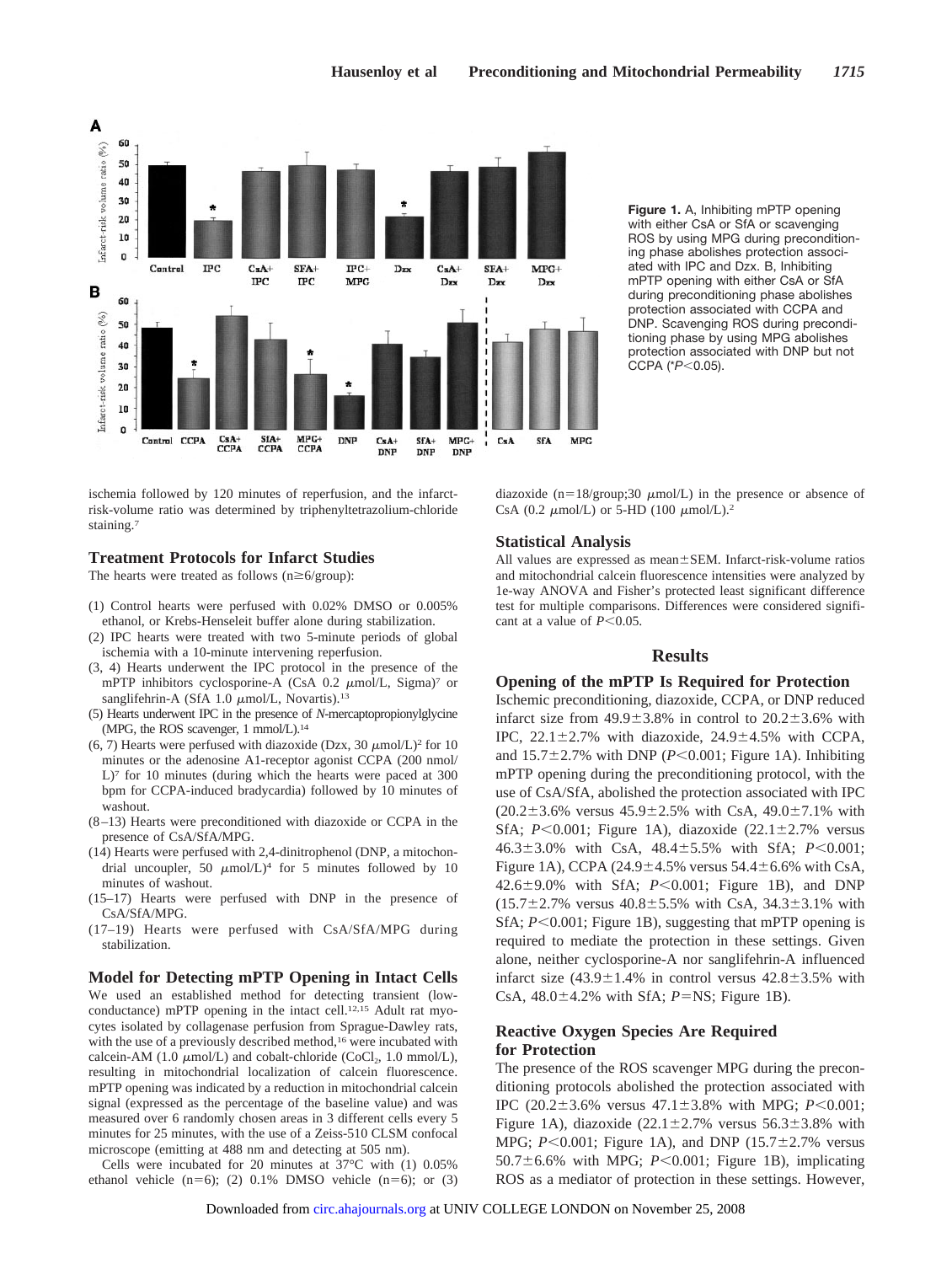Figure 1. A, Inhibiting mPTP opening with either CsA or SfA or scavenging ROS by using MPG during preconditioning phase abolishes protection associated with IPC and Dzx. B, Inhibiting mPTP opening with either CsA or SfA during preconditioning phase abolishes protection associated with CCPA and DNP. Scavenging ROS during preconditioning phase by using MPG abolishes protection associated with DNP but not CCPA (*$P<0.05$).

ischemia followed by 120 minutes of reperfusion, and the infarct-risk-volume ratio was determined by triphenyltetrazolium-chloride staining.[7]

### Treatment Protocols for Infarct Studies

The hearts were treated as follows ($n\geq6$/group):

(1) Control hearts were perfused with 0.02% DMSO or 0.005% ethanol, or Krebs-Henseleit buffer alone during stabilization.
(2) IPC hearts were treated with two 5-minute periods of global ischemia with a 10-minute intervening reperfusion.
(3, 4) Hearts underwent the IPC protocol in the presence of the mPTP inhibitors cyclosporine-A (CsA 0.2 μmol/L, Sigma)[7] or sanglifehrin-A (SfA 1.0 μmol/L, Novartis).[13]
(5) Hearts underwent IPC in the presence of *N*-mercaptopropionylglycine (MPG, the ROS scavenger, 1 mmol/L).[14]
(6, 7) Hearts were perfused with diazoxide (Dzx, 30 μmol/L)[2] for 10 minutes or the adenosine A1-receptor agonist CCPA (200 nmol/L)[7] for 10 minutes (during which the hearts were paced at 300 bpm for CCPA-induced bradycardia) followed by 10 minutes of washout.
(8–13) Hearts were preconditioned with diazoxide or CCPA in the presence of CsA/SfA/MPG.
(14) Hearts were perfused with 2,4-dinitrophenol (DNP, a mitochondrial uncoupler, 50 μmol/L)[4] for 5 minutes followed by 10 minutes of washout.
(15–17) Hearts were perfused with DNP in the presence of CsA/SfA/MPG.
(17–19) Hearts were perfused with CsA/SfA/MPG during stabilization.

### Model for Detecting mPTP Opening in Intact Cells

We used an established method for detecting transient (low-conductance) mPTP opening in the intact cell.[12,15] Adult rat myocytes isolated by collagenase perfusion from Sprague-Dawley rats, with the use of a previously described method,[16] were incubated with calcein-AM (1.0 μmol/L) and cobalt-chloride ($CoCl_2$, 1.0 mmol/L), resulting in mitochondrial localization of calcein fluorescence. mPTP opening was indicated by a reduction in mitochondrial calcein signal (expressed as the percentage of the baseline value) and was measured over 6 randomly chosen areas in 3 different cells every 5 minutes for 25 minutes, with the use of a Zeiss-510 CLSM confocal microscope (emitting at 488 nm and detecting at 505 nm).

Cells were incubated for 20 minutes at 37°C with (1) 0.05% ethanol vehicle ($n=6$); (2) 0.1% DMSO vehicle ($n=6$); or (3) diazoxide ($n=18$/group;30 μmol/L) in the presence or absence of CsA (0.2 μmol/L) or 5-HD (100 μmol/L).[2]

### Statistical Analysis

All values are expressed as mean±SEM. Infarct-risk-volume ratios and mitochondrial calcein fluorescence intensities were analyzed by 1e-way ANOVA and Fisher's protected least significant difference test for multiple comparisons. Differences were considered significant at a value of $P<0.05$.

## Results

### Opening of the mPTP Is Required for Protection

Ischemic preconditioning, diazoxide, CCPA, or DNP reduced infarct size from 49.9±3.8% in control to 20.2±3.6% with IPC, 22.1±2.7% with diazoxide, 24.9±4.5% with CCPA, and 15.7±2.7% with DNP ($P<0.001$; Figure 1A). Inhibiting mPTP opening during the preconditioning protocol, with the use of CsA/SfA, abolished the protection associated with IPC (20.2±3.6% versus 45.9±2.5% with CsA, 49.0±7.1% with SfA; $P<0.001$; Figure 1A), diazoxide (22.1±2.7% versus 46.3±3.0% with CsA, 48.4±5.5% with SfA; $P<0.001$; Figure 1A), CCPA (24.9±4.5% versus 54.4±6.6% with CsA, 42.6±9.0% with SfA; $P<0.001$; Figure 1B), and DNP (15.7±2.7% versus 40.8±5.5% with CsA, 34.3±3.1% with SfA; $P<0.001$; Figure 1B), suggesting that mPTP opening is required to mediate the protection in these settings. Given alone, neither cyclosporine-A nor sanglifehrin-A influenced infarct size (43.9±1.4% in control versus 42.8±3.5% with CsA, 48.0±4.2% with SfA; $P$=NS; Figure 1B).

### Reactive Oxygen Species Are Required for Protection

The presence of the ROS scavenger MPG during the preconditioning protocols abolished the protection associated with IPC (20.2±3.6% versus 47.1±3.8% with MPG; $P<0.001$; Figure 1A), diazoxide (22.1±2.7% versus 56.3±3.8% with MPG; $P<0.001$; Figure 1A), and DNP (15.7±2.7% versus 50.7±6.6% with MPG; $P<0.001$; Figure 1B), implicating ROS as a mediator of protection in these settings. However,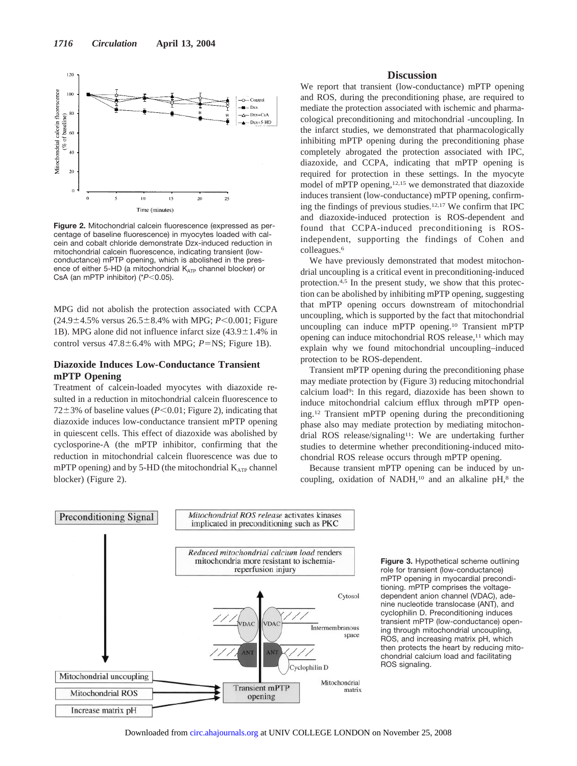Figure 2. Mitochondrial calcein fluorescence (expressed as percentage of baseline fluorescence) in myocytes loaded with calcein and cobalt chloride demonstrate Dzx-induced reduction in mitochondrial calcein fluorescence, indicating transient (low-conductance) mPTP opening, which is abolished in the presence of either 5-HD (a mitochondrial $K_{ATP}$ channel blocker) or CsA (an mPTP inhibitor) (*$P<0.05$).

MPG did not abolish the protection associated with CCPA (24.9±4.5% versus 26.5±8.4% with MPG; $P<0.001$; Figure 1B). MPG alone did not influence infarct size (43.9±1.4% in control versus 47.8±6.4% with MPG; $P$=NS; Figure 1B).

### Diazoxide Induces Low-Conductance Transient mPTP Opening

Treatment of calcein-loaded myocytes with diazoxide resulted in a reduction in mitochondrial calcein fluorescence to 72±3% of baseline values ($P<0.01$; Figure 2), indicating that diazoxide induces low-conductance transient mPTP opening in quiescent cells. This effect of diazoxide was abolished by cyclosporine-A (the mPTP inhibitor, confirming that the reduction in mitochondrial calcein fluorescence was due to mPTP opening) and by 5-HD (the mitochondrial $K_{ATP}$ channel blocker) (Figure 2).

## Discussion

We report that transient (low-conductance) mPTP opening and ROS, during the preconditioning phase, are required to mediate the protection associated with ischemic and pharmacological preconditioning and mitochondrial -uncoupling. In the infarct studies, we demonstrated that pharmacologically inhibiting mPTP opening during the preconditioning phase completely abrogated the protection associated with IPC, diazoxide, and CCPA, indicating that mPTP opening is required for protection in these settings. In the myocyte model of mPTP opening,[12,15] we demonstrated that diazoxide induces transient (low-conductance) mPTP opening, confirming the findings of previous studies.[12,17] We confirm that IPC and diazoxide-induced protection is ROS-dependent and found that CCPA-induced preconditioning is ROS-independent, supporting the findings of Cohen and colleagues.[6]

We have previously demonstrated that modest mitochondrial uncoupling is a critical event in preconditioning-induced protection.[4,5] In the present study, we show that this protection can be abolished by inhibiting mPTP opening, suggesting that mPTP opening occurs downstream of mitochondrial uncoupling, which is supported by the fact that mitochondrial uncoupling can induce mPTP opening.[10] Transient mPTP opening can induce mitochondrial ROS release,[11] which may explain why we found mitochondrial uncoupling–induced protection to be ROS-dependent.

Transient mPTP opening during the preconditioning phase may mediate protection by (Figure 3) reducing mitochondrial calcium load[9]: In this regard, diazoxide has been shown to induce mitochondrial calcium efflux through mPTP opening.[12] Transient mPTP opening during the preconditioning phase also may mediate protection by mediating mitochondrial ROS release/signaling[11]: We are undertaking further studies to determine whether preconditioning-induced mitochondrial ROS release occurs through mPTP opening.

Because transient mPTP opening can be induced by uncoupling, oxidation of NADH,[10] and an alkaline pH,[8] the

Figure 3. Hypothetical scheme outlining role for transient (low-conductance) mPTP opening in myocardial preconditioning. mPTP comprises the voltage-dependent anion channel (VDAC), adenine nucleotide translocase (ANT), and cyclophilin D. Preconditioning induces transient mPTP (low-conductance) opening through mitochondrial uncoupling, ROS, and increasing matrix pH, which then protects the heart by reducing mitochondrial calcium load and facilitating ROS signaling.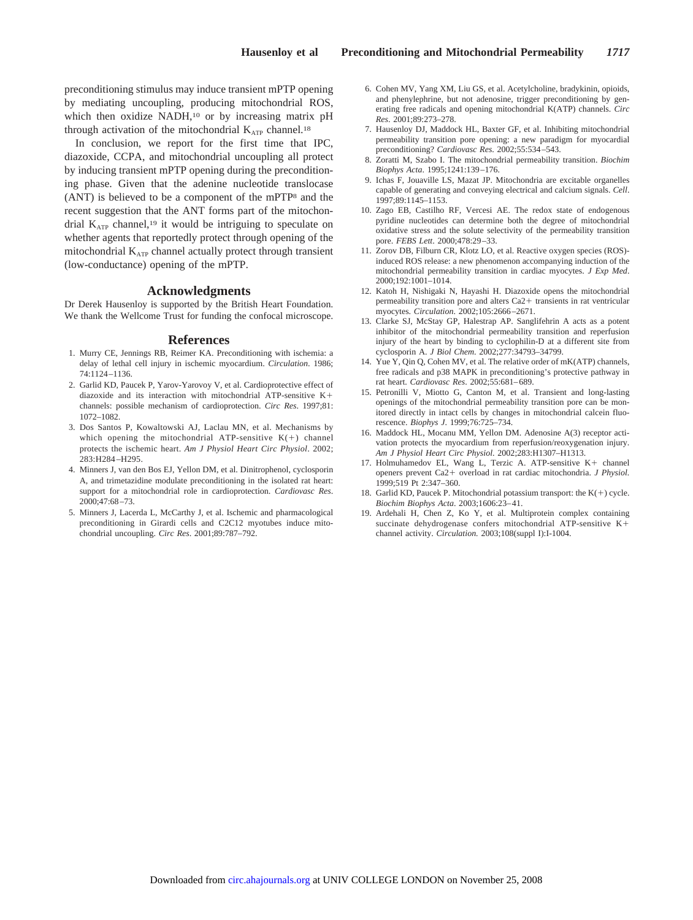preconditioning stimulus may induce transient mPTP opening by mediating uncoupling, producing mitochondrial ROS, which then oxidize NADH,[10] or by increasing matrix pH through activation of the mitochondrial $K_{ATP}$ channel.[18]

In conclusion, we report for the first time that IPC, diazoxide, CCPA, and mitochondrial uncoupling all protect by inducing transient mPTP opening during the preconditioning phase. Given that the adenine nucleotide translocase (ANT) is believed to be a component of the mPTP[8] and the recent suggestion that the ANT forms part of the mitochondrial $K_{ATP}$ channel,[19] it would be intriguing to speculate on whether agents that reportedly protect through opening of the mitochondrial $K_{ATP}$ channel actually protect through transient (low-conductance) opening of the mPTP.

## Acknowledgments

Dr Derek Hausenloy is supported by the British Heart Foundation. We thank the Wellcome Trust for funding the confocal microscope.

## References

1. Murry CE, Jennings RB, Reimer KA. Preconditioning with ischemia: a delay of lethal cell injury in ischemic myocardium. *Circulation*. 1986; 74:1124–1136.
2. Garlid KD, Paucek P, Yarov-Yarovoy V, et al. Cardioprotective effect of diazoxide and its interaction with mitochondrial ATP-sensitive K+ channels: possible mechanism of cardioprotection. *Circ Res*. 1997;81: 1072–1082.
3. Dos Santos P, Kowaltowski AJ, Laclau MN, et al. Mechanisms by which opening the mitochondrial ATP-sensitive K(+) channel protects the ischemic heart. *Am J Physiol Heart Circ Physiol*. 2002; 283:H284–H295.
4. Minners J, van den Bos EJ, Yellon DM, et al. Dinitrophenol, cyclosporin A, and trimetazidine modulate preconditioning in the isolated rat heart: support for a mitochondrial role in cardioprotection. *Cardiovasc Res*. 2000;47:68–73.
5. Minners J, Lacerda L, McCarthy J, et al. Ischemic and pharmacological preconditioning in Girardi cells and C2C12 myotubes induce mitochondrial uncoupling. *Circ Res*. 2001;89:787–792.
6. Cohen MV, Yang XM, Liu GS, et al. Acetylcholine, bradykinin, opioids, and phenylephrine, but not adenosine, trigger preconditioning by generating free radicals and opening mitochondrial K(ATP) channels. *Circ Res*. 2001;89:273–278.
7. Hausenloy DJ, Maddock HL, Baxter GF, et al. Inhibiting mitochondrial permeability transition pore opening: a new paradigm for myocardial preconditioning? *Cardiovasc Res*. 2002;55:534–543.
8. Zoratti M, Szabo I. The mitochondrial permeability transition. *Biochim Biophys Acta*. 1995;1241:139–176.
9. Ichas F, Jouaville LS, Mazat JP. Mitochondria are excitable organelles capable of generating and conveying electrical and calcium signals. *Cell*. 1997;89:1145–1153.
10. Zago EB, Castilho RF, Vercesi AE. The redox state of endogenous pyridine nucleotides can determine both the degree of mitochondrial oxidative stress and the solute selectivity of the permeability transition pore. *FEBS Lett*. 2000;478:29–33.
11. Zorov DB, Filburn CR, Klotz LO, et al. Reactive oxygen species (ROS)-induced ROS release: a new phenomenon accompanying induction of the mitochondrial permeability transition in cardiac myocytes. *J Exp Med*. 2000;192:1001–1014.
12. Katoh H, Nishigaki N, Hayashi H. Diazoxide opens the mitochondrial permeability transition pore and alters Ca2+ transients in rat ventricular myocytes. *Circulation*. 2002;105:2666–2671.
13. Clarke SJ, McStay GP, Halestrap AP. Sanglifehrin A acts as a potent inhibitor of the mitochondrial permeability transition and reperfusion injury of the heart by binding to cyclophilin-D at a different site from cyclosporin A. *J Biol Chem*. 2002;277:34793–34799.
14. Yue Y, Qin Q, Cohen MV, et al. The relative order of mK(ATP) channels, free radicals and p38 MAPK in preconditioning's protective pathway in rat heart. *Cardiovasc Res*. 2002;55:681–689.
15. Petronilli V, Miotto G, Canton M, et al. Transient and long-lasting openings of the mitochondrial permeability transition pore can be monitored directly in intact cells by changes in mitochondrial calcein fluorescence. *Biophys J*. 1999;76:725–734.
16. Maddock HL, Mocanu MM, Yellon DM. Adenosine A(3) receptor activation protects the myocardium from reperfusion/reoxygenation injury. *Am J Physiol Heart Circ Physiol*. 2002;283:H1307–H1313.
17. Holmuhamedov EL, Wang L, Terzic A. ATP-sensitive K+ channel openers prevent Ca2+ overload in rat cardiac mitochondria. *J Physiol*. 1999;519 Pt 2:347–360.
18. Garlid KD, Paucek P. Mitochondrial potassium transport: the K(+) cycle. *Biochim Biophys Acta*. 2003;1606:23–41.
19. Ardehali H, Chen Z, Ko Y, et al. Multiprotein complex containing succinate dehydrogenase confers mitochondrial ATP-sensitive K+ channel activity. *Circulation*. 2003;108(suppl I):I-1004.